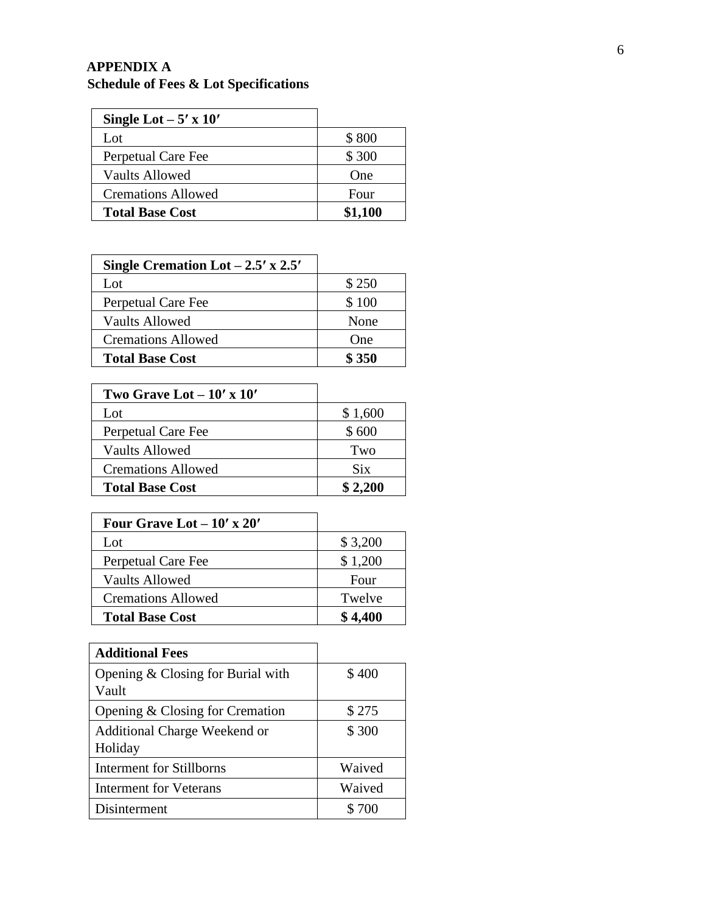## APPENDIX A
### Schedule of Fees & Lot Specifications

| **Single Lot – 5′ x 10′** | |
|---|---|
| Lot | $ 800 |
| Perpetual Care Fee | $ 300 |
| Vaults Allowed | One |
| Cremations Allowed | Four |
| **Total Base Cost** | **$1,100** |

| **Single Cremation Lot – 2.5′ x 2.5′** | |
|---|---|
| Lot | $ 250 |
| Perpetual Care Fee | $ 100 |
| Vaults Allowed | None |
| Cremations Allowed | One |
| **Total Base Cost** | **$ 350** |

| **Two Grave Lot – 10′ x 10′** | |
|---|---|
| Lot | $ 1,600 |
| Perpetual Care Fee | $ 600 |
| Vaults Allowed | Two |
| Cremations Allowed | Six |
| **Total Base Cost** | **$ 2,200** |

| **Four Grave Lot – 10′ x 20′** | |
|---|---|
| Lot | $ 3,200 |
| Perpetual Care Fee | $ 1,200 |
| Vaults Allowed | Four |
| Cremations Allowed | Twelve |
| **Total Base Cost** | **$ 4,400** |

| **Additional Fees** | |
|---|---|
| Opening & Closing for Burial with Vault | $ 400 |
| Opening & Closing for Cremation | $ 275 |
| Additional Charge Weekend or Holiday | $ 300 |
| Interment for Stillborns | Waived |
| Interment for Veterans | Waived |
| Disinterment | $ 700 |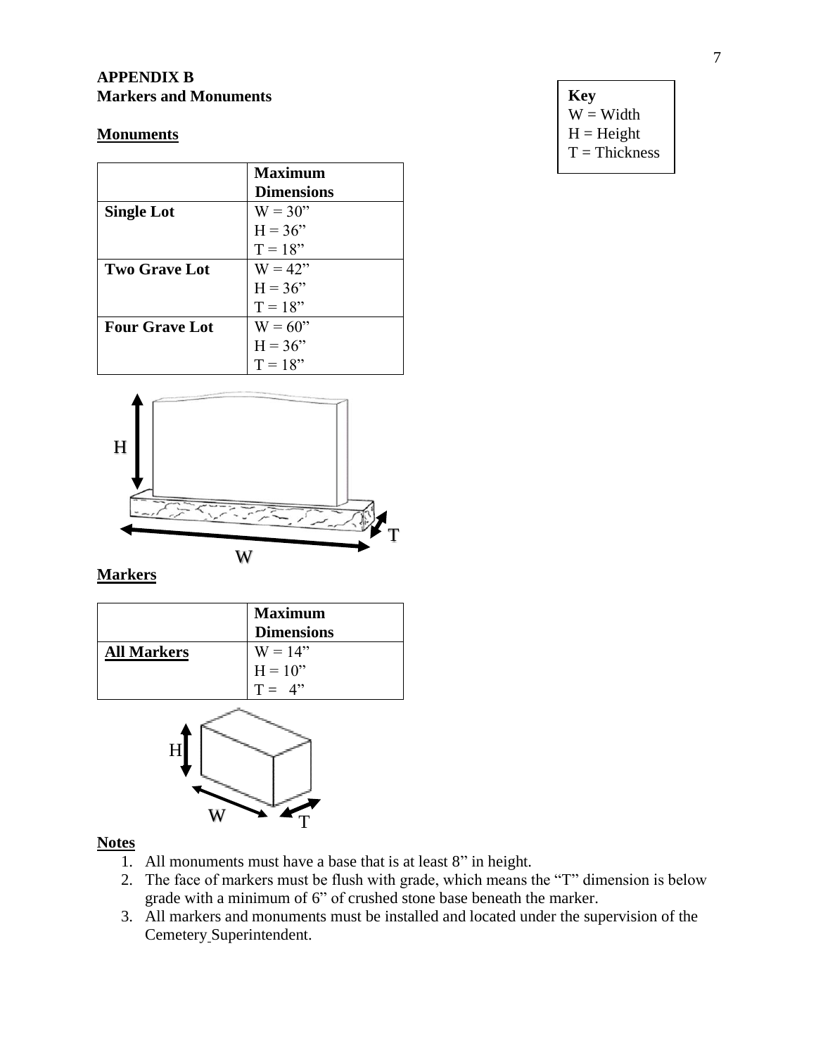# APPENDIX B
## Markers and Monuments

**Key**
W = Width
H = Height
T = Thickness

### Monuments

| | Maximum Dimensions |
|---|---|
| **Single Lot** | W = 30"<br>H = 36"<br>T = 18" |
| **Two Grave Lot** | W = 42"<br>H = 36"<br>T = 18" |
| **Four Grave Lot** | W = 60"<br>H = 36"<br>T = 18" |

H

T

W

### Markers

| | Maximum Dimensions |
|---|---|
| **All Markers** | W = 14"<br>H = 10"<br>T = 4" |

H

W

T

### Notes

1. All monuments must have a base that is at least 8" in height.
2. The face of markers must be flush with grade, which means the "T" dimension is below grade with a minimum of 6" of crushed stone base beneath the marker.
3. All markers and monuments must be installed and located under the supervision of the Cemetery Superintendent.